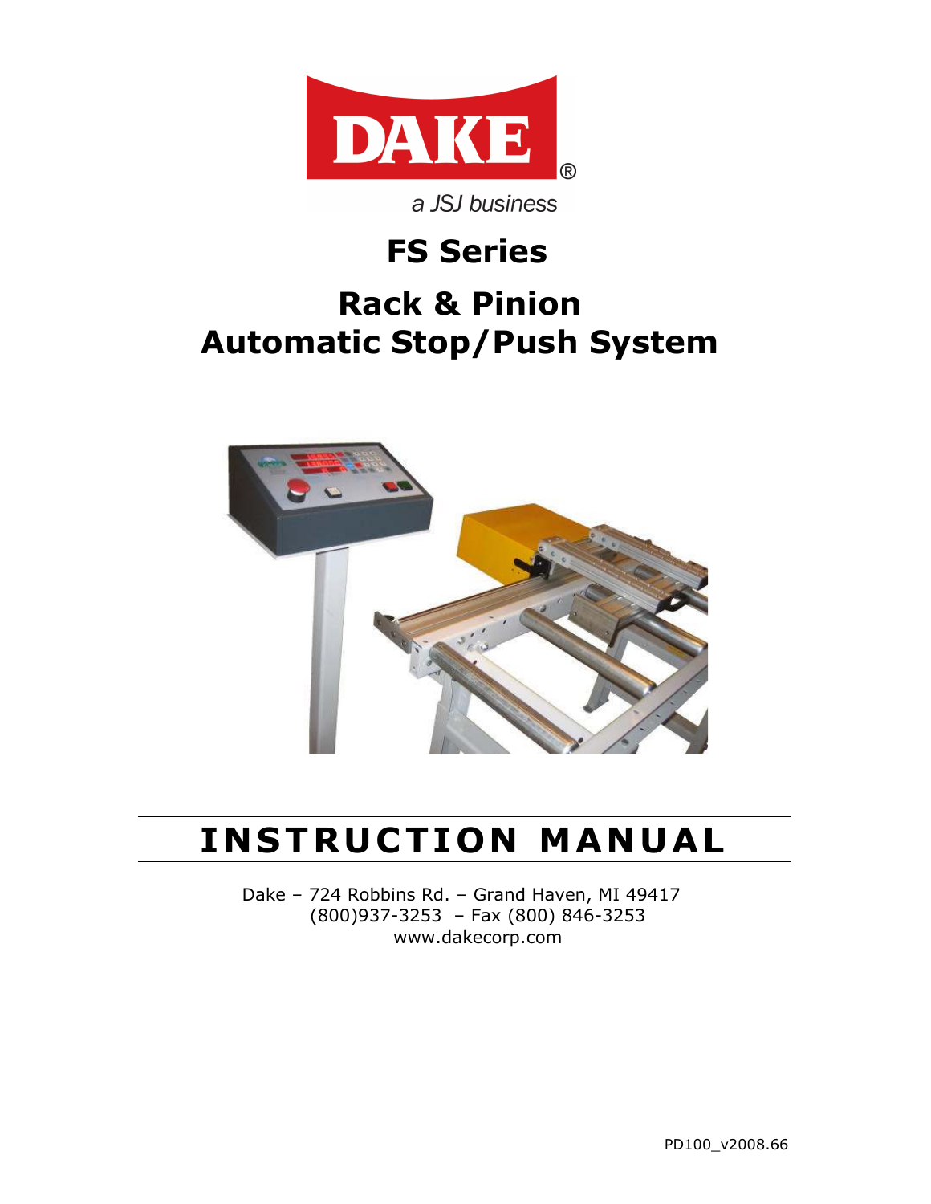DAKE®

a JSJ business

# FS Series

## Rack & Pinion Automatic Stop/Push System

# INSTRUCTION MANUAL

Dake – 724 Robbins Rd. – Grand Haven, MI 49417
(800)937-3253 – Fax (800) 846-3253
www.dakecorp.com

PD100_v2008.66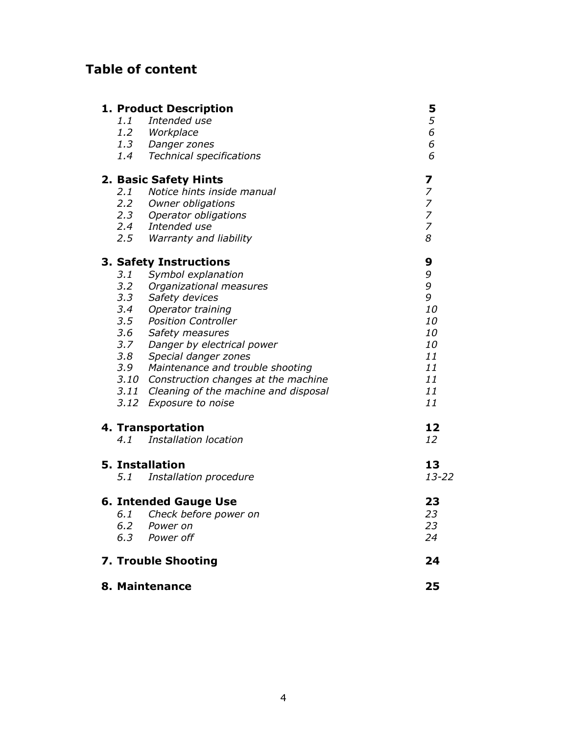# Table of content

| | | |
|---|---|---|
| **1. Product Description** | | **5** |
| *1.1* | *Intended use* | *5* |
| *1.2* | *Workplace* | *6* |
| *1.3* | *Danger zones* | *6* |
| *1.4* | *Technical specifications* | *6* |
| **2. Basic Safety Hints** | | **7** |
| *2.1* | *Notice hints inside manual* | *7* |
| *2.2* | *Owner obligations* | *7* |
| *2.3* | *Operator obligations* | *7* |
| *2.4* | *Intended use* | *7* |
| *2.5* | *Warranty and liability* | *8* |
| **3. Safety Instructions** | | **9** |
| *3.1* | *Symbol explanation* | *9* |
| *3.2* | *Organizational measures* | *9* |
| *3.3* | *Safety devices* | *9* |
| *3.4* | *Operator training* | *10* |
| *3.5* | *Position Controller* | *10* |
| *3.6* | *Safety measures* | *10* |
| *3.7* | *Danger by electrical power* | *10* |
| *3.8* | *Special danger zones* | *11* |
| *3.9* | *Maintenance and trouble shooting* | *11* |
| *3.10* | *Construction changes at the machine* | *11* |
| *3.11* | *Cleaning of the machine and disposal* | *11* |
| *3.12* | *Exposure to noise* | *11* |
| **4. Transportation** | | **12** |
| *4.1* | *Installation location* | *12* |
| **5. Installation** | | **13** |
| *5.1* | *Installation procedure* | *13-22* |
| **6. Intended Gauge Use** | | **23** |
| *6.1* | *Check before power on* | *23* |
| *6.2* | *Power on* | *23* |
| *6.3* | *Power off* | *24* |
| **7. Trouble Shooting** | | **24** |
| **8. Maintenance** | | **25** |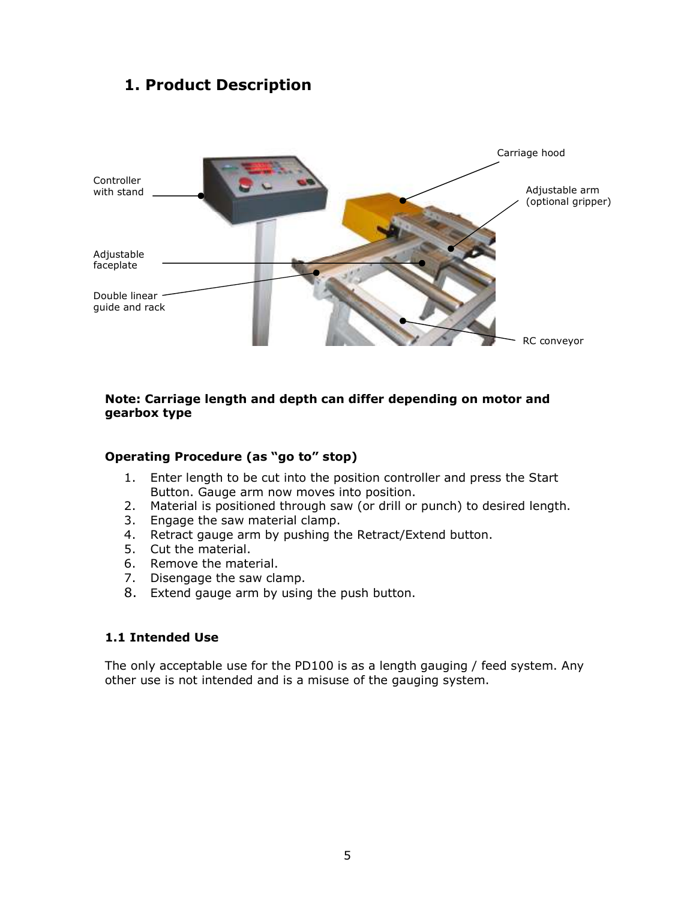# 1. Product Description

Controller with stand

Adjustable faceplate

Double linear guide and rack

Carriage hood

Adjustable arm (optional gripper)

RC conveyor

**Note: Carriage length and depth can differ depending on motor and gearbox type**

**Operating Procedure (as "go to" stop)**

1. Enter length to be cut into the position controller and press the Start Button. Gauge arm now moves into position.
2. Material is positioned through saw (or drill or punch) to desired length.
3. Engage the saw material clamp.
4. Retract gauge arm by pushing the Retract/Extend button.
5. Cut the material.
6. Remove the material.
7. Disengage the saw clamp.
8. Extend gauge arm by using the push button.

### 1.1 Intended Use

The only acceptable use for the PD100 is as a length gauging / feed system. Any other use is not intended and is a misuse of the gauging system.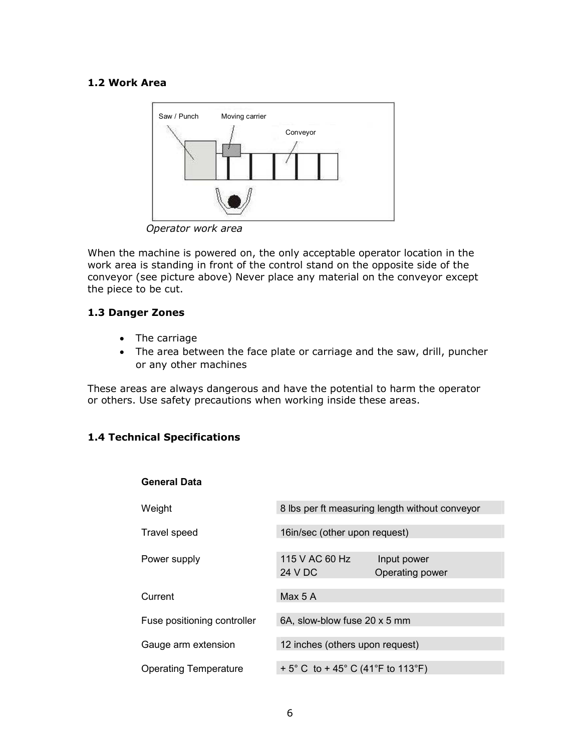### 1.2 Work Area

Saw / Punch Moving carrier Conveyor

*Operator work area*

When the machine is powered on, the only acceptable operator location in the work area is standing in front of the control stand on the opposite side of the conveyor (see picture above) Never place any material on the conveyor except the piece to be cut.

### 1.3 Danger Zones

- The carriage
- The area between the face plate or carriage and the saw, drill, puncher or any other machines

These areas are always dangerous and have the potential to harm the operator or others. Use safety precautions when working inside these areas.

### 1.4 Technical Specifications

| **General Data** | |
|---|---|
| Weight | 8 lbs per ft measuring length without conveyor |
| Travel speed | 16in/sec (other upon request) |
| Power supply | 115 V AC 60 Hz Input power<br>24 V DC Operating power |
| Current | Max 5 A |
| Fuse positioning controller | 6A, slow-blow fuse 20 x 5 mm |
| Gauge arm extension | 12 inches (others upon request) |
| Operating Temperature | + 5° C to + 45° C (41°F to 113°F) |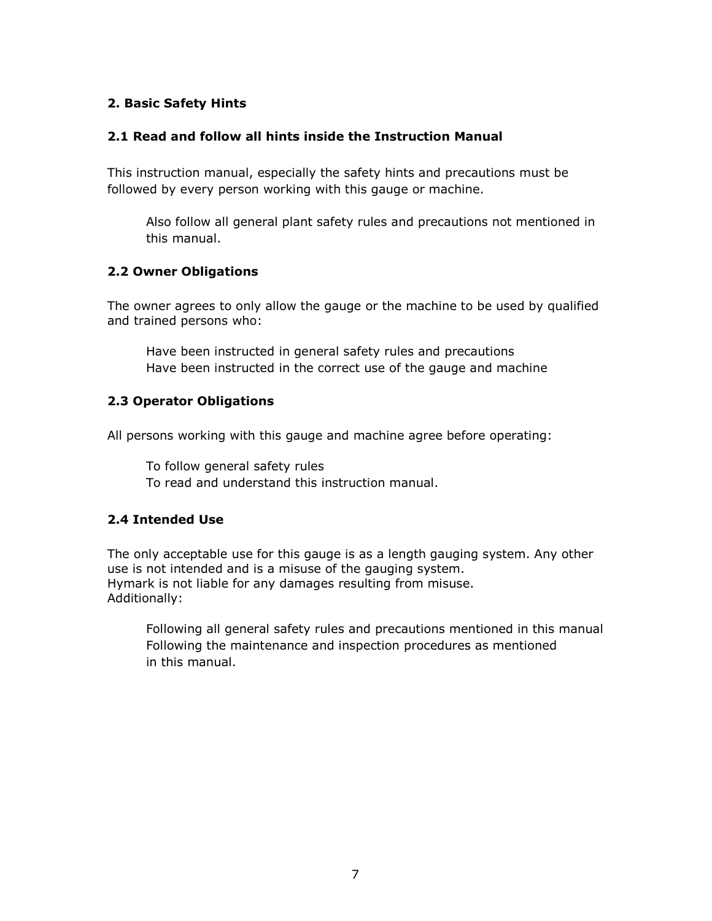## 2. Basic Safety Hints

### 2.1 Read and follow all hints inside the Instruction Manual

This instruction manual, especially the safety hints and precautions must be followed by every person working with this gauge or machine.

Also follow all general plant safety rules and precautions not mentioned in this manual.

### 2.2 Owner Obligations

The owner agrees to only allow the gauge or the machine to be used by qualified and trained persons who:

- Have been instructed in general safety rules and precautions
- Have been instructed in the correct use of the gauge and machine

### 2.3 Operator Obligations

All persons working with this gauge and machine agree before operating:

- To follow general safety rules
- To read and understand this instruction manual.

### 2.4 Intended Use

The only acceptable use for this gauge is as a length gauging system. Any other use is not intended and is a misuse of the gauging system.
Hymark is not liable for any damages resulting from misuse.
Additionally:

- Following all general safety rules and precautions mentioned in this manual
- Following the maintenance and inspection procedures as mentioned in this manual.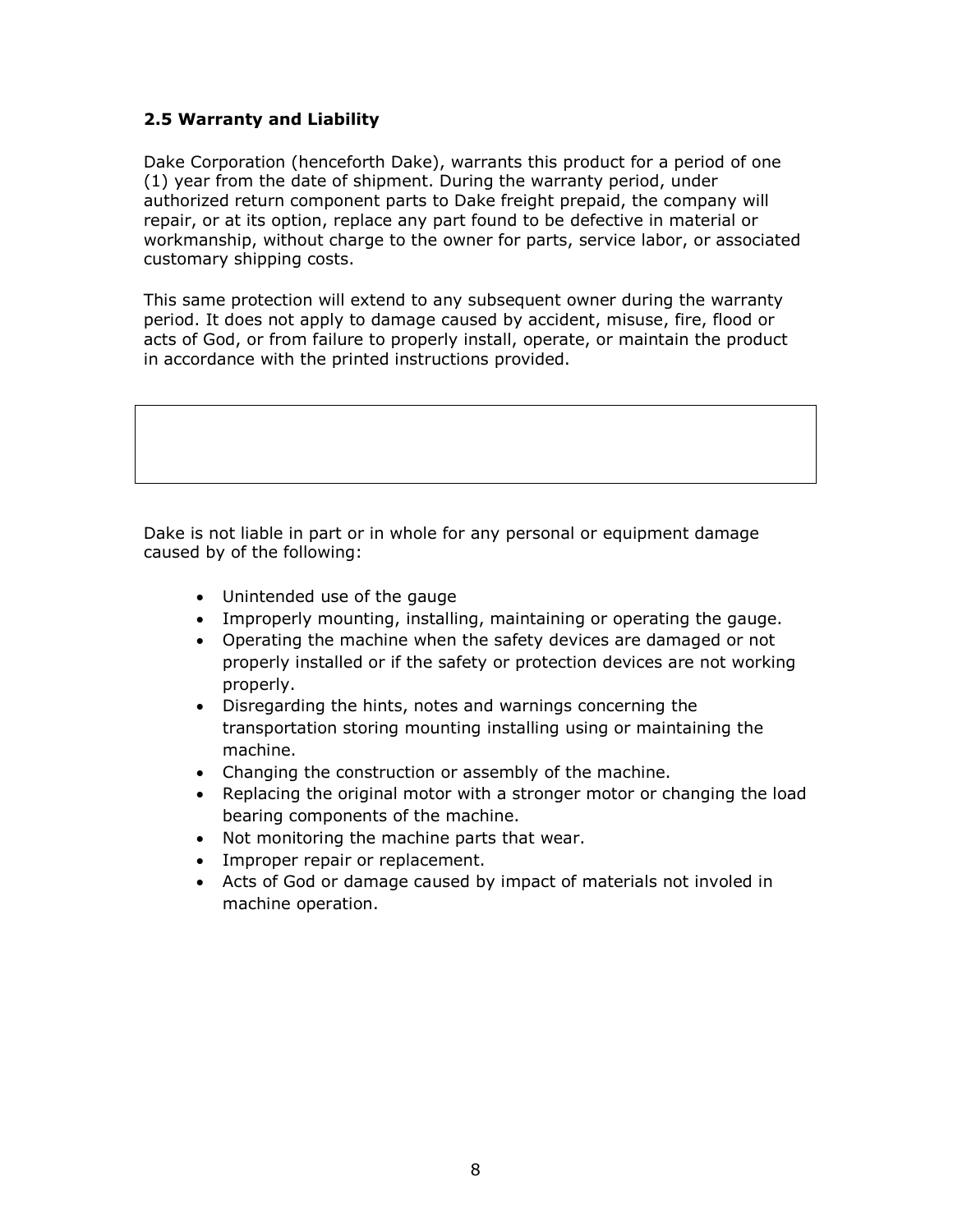### 2.5 Warranty and Liability

Dake Corporation (henceforth Dake), warrants this product for a period of one (1) year from the date of shipment. During the warranty period, under authorized return component parts to Dake freight prepaid, the company will repair, or at its option, replace any part found to be defective in material or workmanship, without charge to the owner for parts, service labor, or associated customary shipping costs.

This same protection will extend to any subsequent owner during the warranty period. It does not apply to damage caused by accident, misuse, fire, flood or acts of God, or from failure to properly install, operate, or maintain the product in accordance with the printed instructions provided.

Dake is not liable in part or in whole for any personal or equipment damage caused by of the following:

- Unintended use of the gauge
- Improperly mounting, installing, maintaining or operating the gauge.
- Operating the machine when the safety devices are damaged or not properly installed or if the safety or protection devices are not working properly.
- Disregarding the hints, notes and warnings concerning the transportation storing mounting installing using or maintaining the machine.
- Changing the construction or assembly of the machine.
- Replacing the original motor with a stronger motor or changing the load bearing components of the machine.
- Not monitoring the machine parts that wear.
- Improper repair or replacement.
- Acts of God or damage caused by impact of materials not involed in machine operation.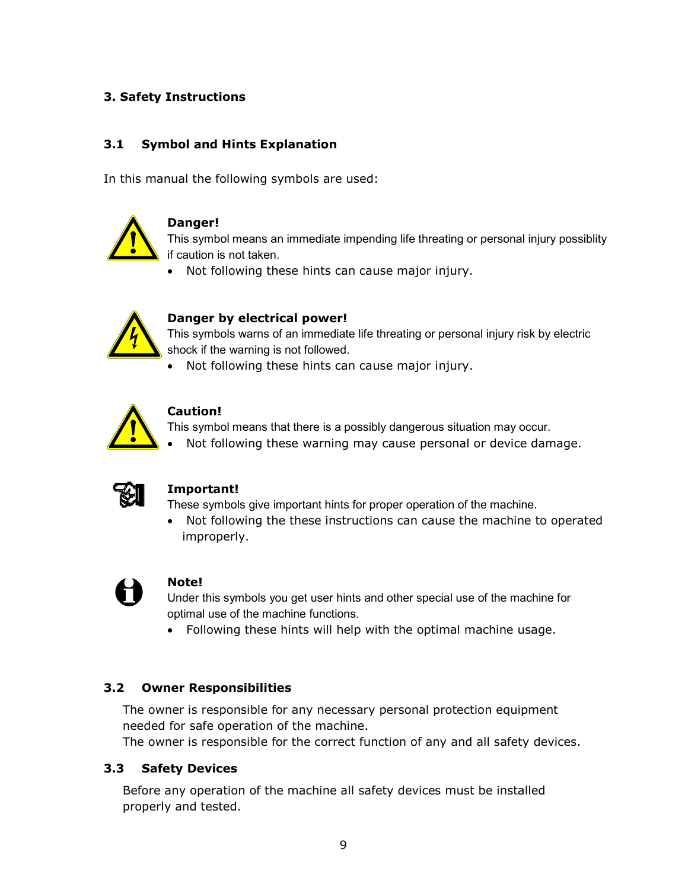# 3. Safety Instructions

## 3.1 Symbol and Hints Explanation

In this manual the following symbols are used:

**Danger!**
This symbol means an immediate impending life threating or personal injury possiblity if caution is not taken.

- Not following these hints can cause major injury.

**Danger by electrical power!**
This symbols warns of an immediate life threating or personal injury risk by electric shock if the warning is not followed.

- Not following these hints can cause major injury.

**Caution!**
This symbol means that there is a possibly dangerous situation may occur.

- Not following these warning may cause personal or device damage.

**Important!**
These symbols give important hints for proper operation of the machine.

- Not following the these instructions can cause the machine to operated improperly.

**Note!**
Under this symbols you get user hints and other special use of the machine for optimal use of the machine functions.

- Following these hints will help with the optimal machine usage.

## 3.2 Owner Responsibilities

The owner is responsible for any necessary personal protection equipment needed for safe operation of the machine.
The owner is responsible for the correct function of any and all safety devices.

## 3.3 Safety Devices

Before any operation of the machine all safety devices must be installed properly and tested.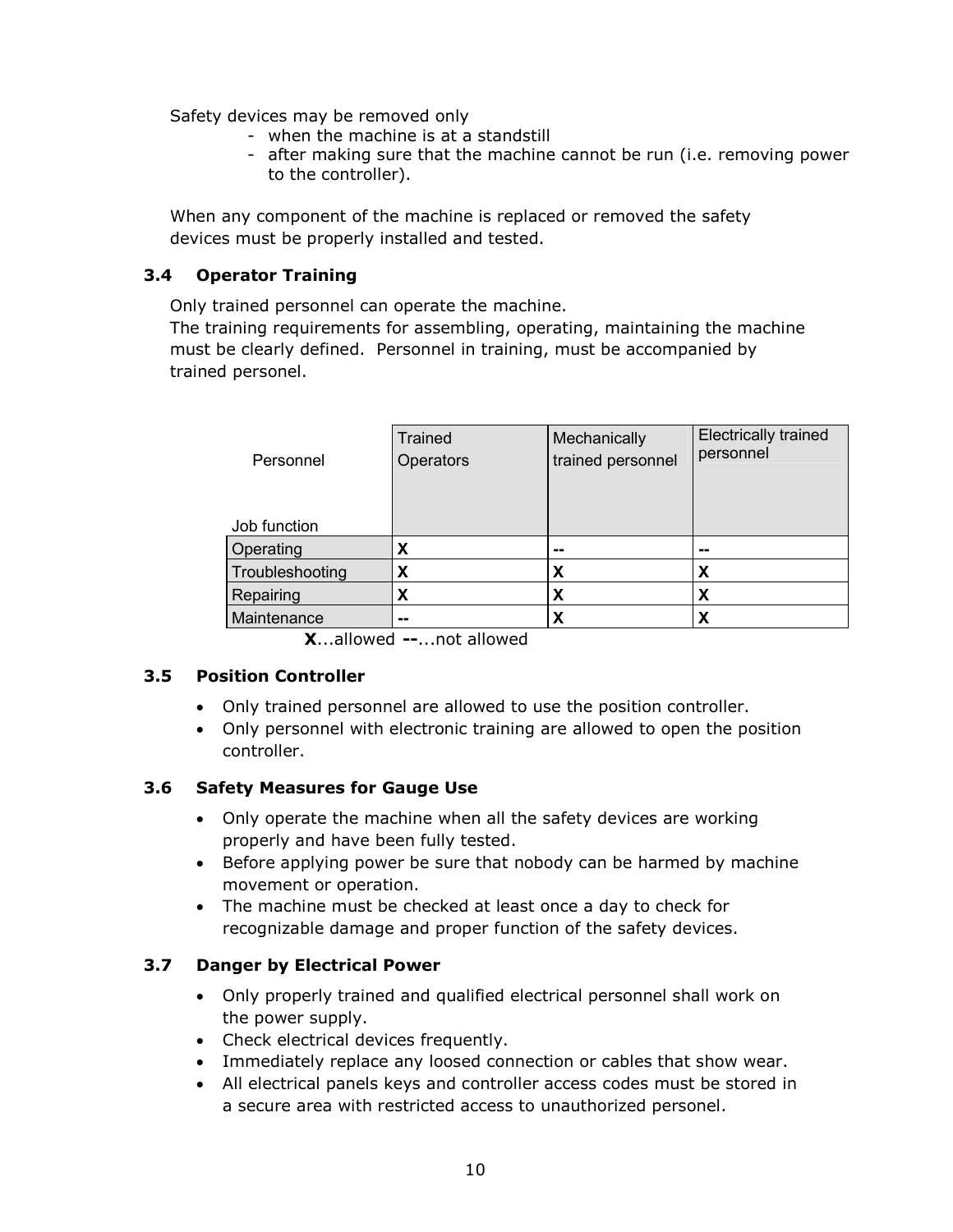Safety devices may be removed only

- when the machine is at a standstill
- after making sure that the machine cannot be run (i.e. removing power to the controller).

When any component of the machine is replaced or removed the safety devices must be properly installed and tested.

### 3.4 Operator Training

Only trained personnel can operate the machine.
The training requirements for assembling, operating, maintaining the machine must be clearly defined. Personnel in training, must be accompanied by trained personel.

| Personnel / Job function | Trained Operators | Mechanically trained personnel | Electrically trained personnel |
|---|---|---|---|
| Operating | X | -- | -- |
| Troubleshooting | X | X | X |
| Repairing | X | X | X |
| Maintenance | -- | X | X |

**X**...allowed **--**...not allowed

### 3.5 Position Controller

- Only trained personnel are allowed to use the position controller.
- Only personnel with electronic training are allowed to open the position controller.

### 3.6 Safety Measures for Gauge Use

- Only operate the machine when all the safety devices are working properly and have been fully tested.
- Before applying power be sure that nobody can be harmed by machine movement or operation.
- The machine must be checked at least once a day to check for recognizable damage and proper function of the safety devices.

### 3.7 Danger by Electrical Power

- Only properly trained and qualified electrical personnel shall work on the power supply.
- Check electrical devices frequently.
- Immediately replace any loosed connection or cables that show wear.
- All electrical panels keys and controller access codes must be stored in a secure area with restricted access to unauthorized personel.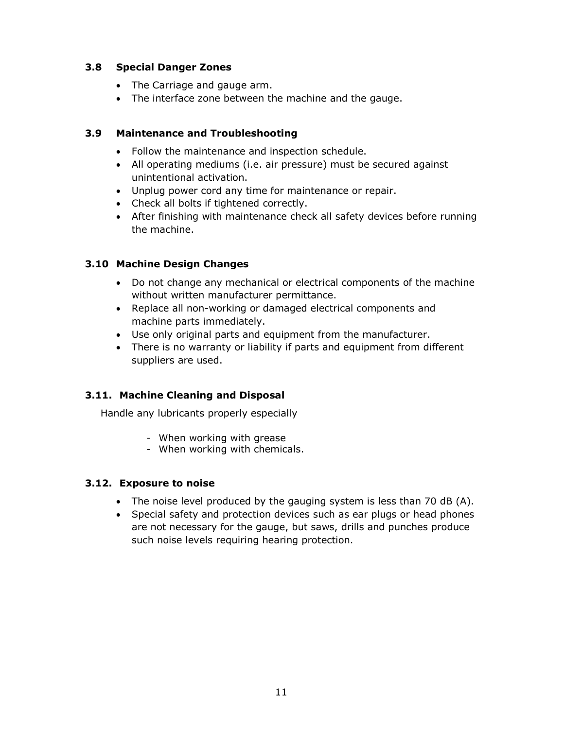### 3.8 Special Danger Zones

- The Carriage and gauge arm.
- The interface zone between the machine and the gauge.

### 3.9 Maintenance and Troubleshooting

- Follow the maintenance and inspection schedule.
- All operating mediums (i.e. air pressure) must be secured against unintentional activation.
- Unplug power cord any time for maintenance or repair.
- Check all bolts if tightened correctly.
- After finishing with maintenance check all safety devices before running the machine.

### 3.10 Machine Design Changes

- Do not change any mechanical or electrical components of the machine without written manufacturer permittance.
- Replace all non-working or damaged electrical components and machine parts immediately.
- Use only original parts and equipment from the manufacturer.
- There is no warranty or liability if parts and equipment from different suppliers are used.

### 3.11. Machine Cleaning and Disposal

Handle any lubricants properly especially

- When working with grease
- When working with chemicals.

### 3.12. Exposure to noise

- The noise level produced by the gauging system is less than 70 dB (A).
- Special safety and protection devices such as ear plugs or head phones are not necessary for the gauge, but saws, drills and punches produce such noise levels requiring hearing protection.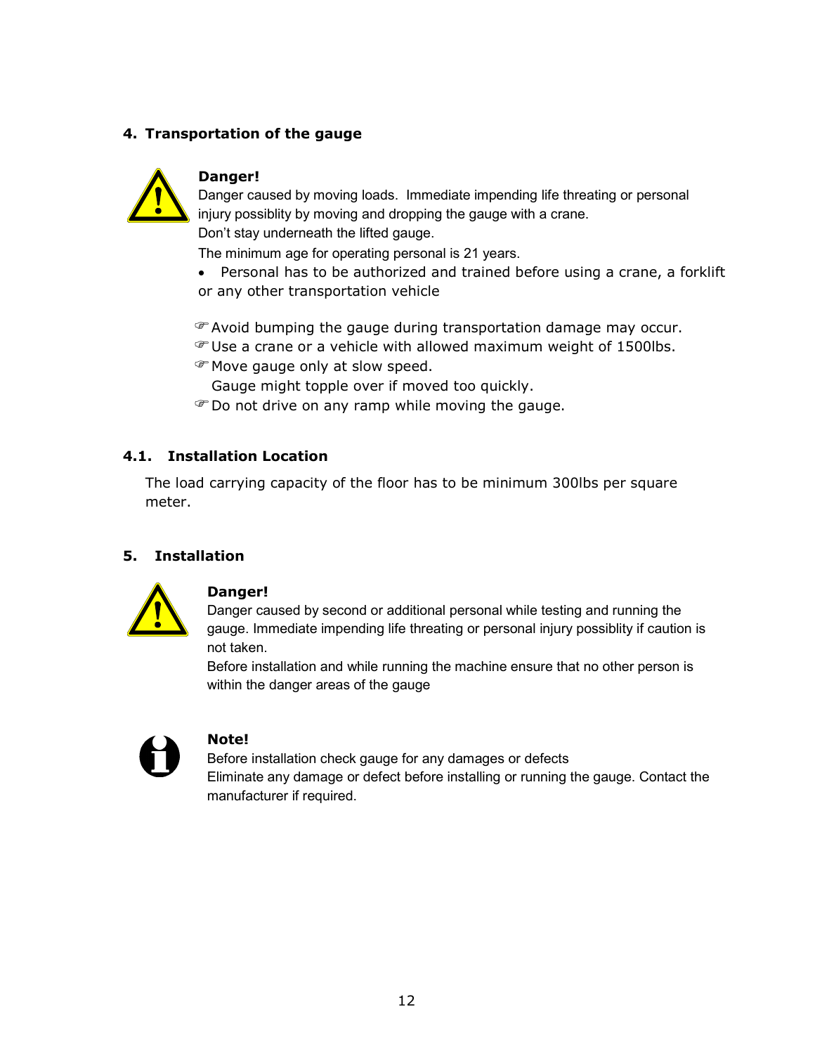## 4. Transportation of the gauge

**Danger!**
Danger caused by moving loads. Immediate impending life threating or personal injury possiblity by moving and dropping the gauge with a crane.
Don't stay underneath the lifted gauge.
The minimum age for operating personal is 21 years.

- Personal has to be authorized and trained before using a crane, a forklift or any other transportation vehicle

☞ Avoid bumping the gauge during transportation damage may occur.
☞ Use a crane or a vehicle with allowed maximum weight of 1500lbs.
☞ Move gauge only at slow speed.
Gauge might topple over if moved too quickly.
☞ Do not drive on any ramp while moving the gauge.

### 4.1. Installation Location

The load carrying capacity of the floor has to be minimum 300lbs per square meter.

## 5. Installation

**Danger!**
Danger caused by second or additional personal while testing and running the gauge. Immediate impending life threating or personal injury possiblity if caution is not taken.
Before installation and while running the machine ensure that no other person is within the danger areas of the gauge

**Note!**
Before installation check gauge for any damages or defects
Eliminate any damage or defect before installing or running the gauge. Contact the manufacturer if required.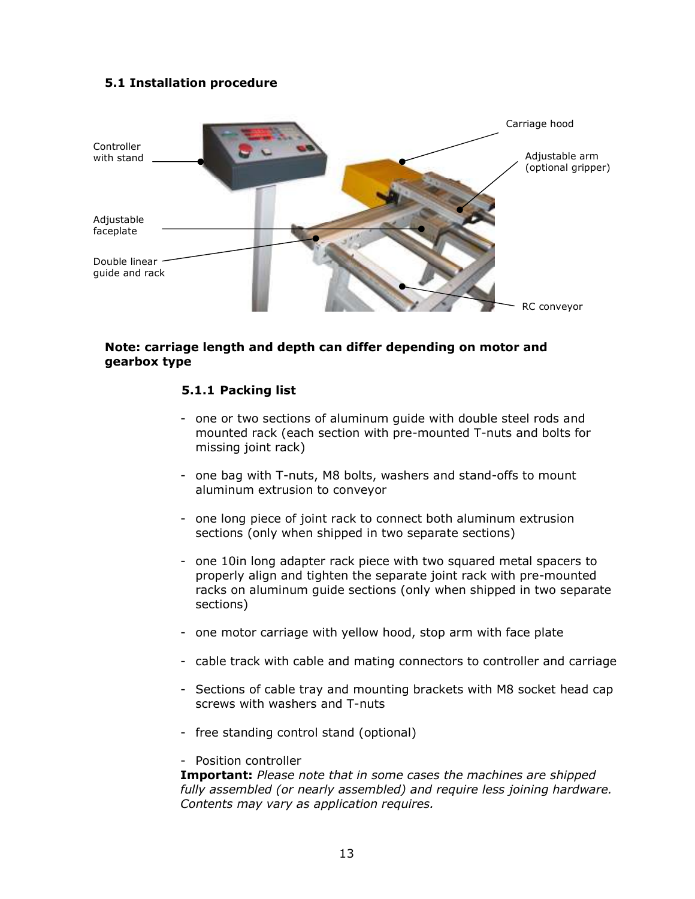## 5.1 Installation procedure

Controller with stand

Adjustable faceplate

Double linear guide and rack

Carriage hood

Adjustable arm (optional gripper)

RC conveyor

**Note: carriage length and depth can differ depending on motor and gearbox type**

### 5.1.1 Packing list

- one or two sections of aluminum guide with double steel rods and mounted rack (each section with pre-mounted T-nuts and bolts for missing joint rack)

- one bag with T-nuts, M8 bolts, washers and stand-offs to mount aluminum extrusion to conveyor

- one long piece of joint rack to connect both aluminum extrusion sections (only when shipped in two separate sections)

- one 10in long adapter rack piece with two squared metal spacers to properly align and tighten the separate joint rack with pre-mounted racks on aluminum guide sections (only when shipped in two separate sections)

- one motor carriage with yellow hood, stop arm with face plate

- cable track with cable and mating connectors to controller and carriage

- Sections of cable tray and mounting brackets with M8 socket head cap screws with washers and T-nuts

- free standing control stand (optional)

- Position controller

**Important:** *Please note that in some cases the machines are shipped fully assembled (or nearly assembled) and require less joining hardware. Contents may vary as application requires.*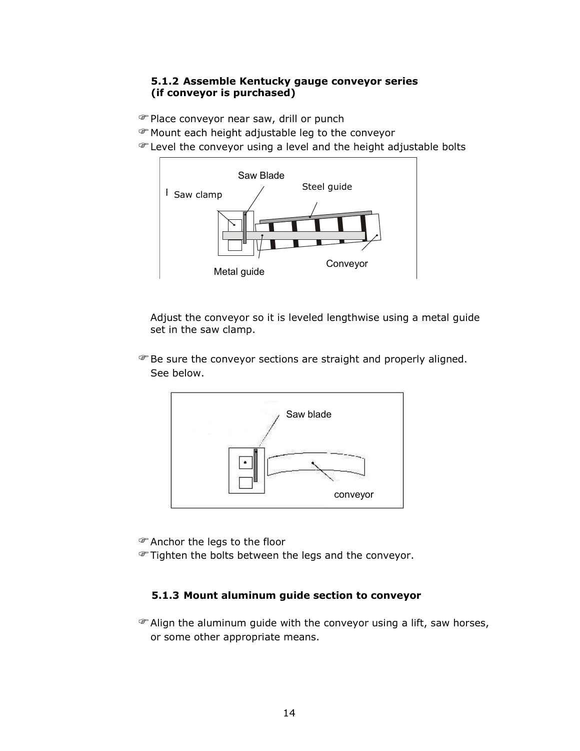### 5.1.2 Assemble Kentucky gauge conveyor series (if conveyor is purchased)

- ☞Place conveyor near saw, drill or punch
- ☞Mount each height adjustable leg to the conveyor
- ☞Level the conveyor using a level and the height adjustable bolts

Adjust the conveyor so it is leveled lengthwise using a metal guide set in the saw clamp.

- ☞Be sure the conveyor sections are straight and properly aligned. See below.

- ☞Anchor the legs to the floor
- ☞Tighten the bolts between the legs and the conveyor.

### 5.1.3 Mount aluminum guide section to conveyor

- ☞Align the aluminum guide with the conveyor using a lift, saw horses, or some other appropriate means.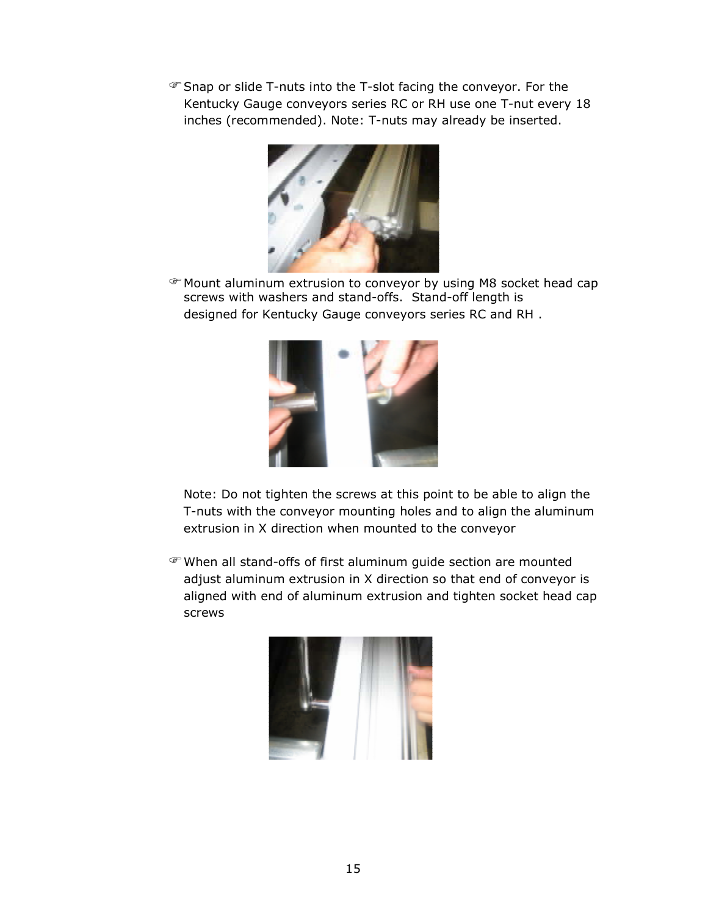☞ Snap or slide T-nuts into the T-slot facing the conveyor. For the Kentucky Gauge conveyors series RC or RH use one T-nut every 18 inches (recommended). Note: T-nuts may already be inserted.

☞ Mount aluminum extrusion to conveyor by using M8 socket head cap screws with washers and stand-offs. Stand-off length is designed for Kentucky Gauge conveyors series RC and RH .

Note: Do not tighten the screws at this point to be able to align the T-nuts with the conveyor mounting holes and to align the aluminum extrusion in X direction when mounted to the conveyor

☞ When all stand-offs of first aluminum guide section are mounted adjust aluminum extrusion in X direction so that end of conveyor is aligned with end of aluminum extrusion and tighten socket head cap screws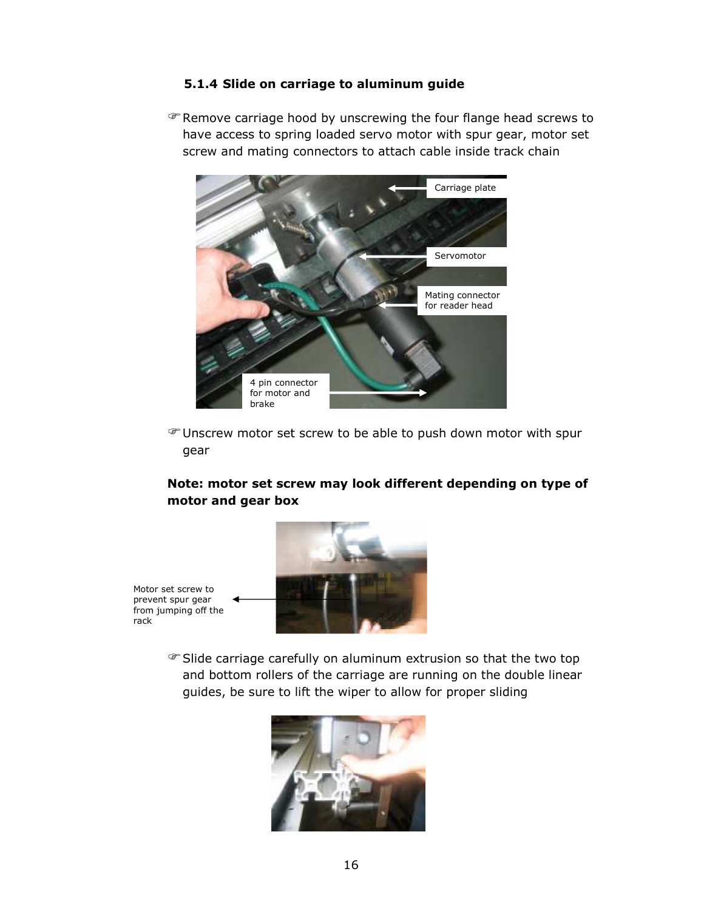### 5.1.4 Slide on carriage to aluminum guide

☞Remove carriage hood by unscrewing the four flange head screws to have access to spring loaded servo motor with spur gear, motor set screw and mating connectors to attach cable inside track chain

Carriage plate

Servomotor

Mating connector for reader head

4 pin connector for motor and brake

☞Unscrew motor set screw to be able to push down motor with spur gear

**Note: motor set screw may look different depending on type of motor and gear box**

Motor set screw to prevent spur gear from jumping off the rack

☞Slide carriage carefully on aluminum extrusion so that the two top and bottom rollers of the carriage are running on the double linear guides, be sure to lift the wiper to allow for proper sliding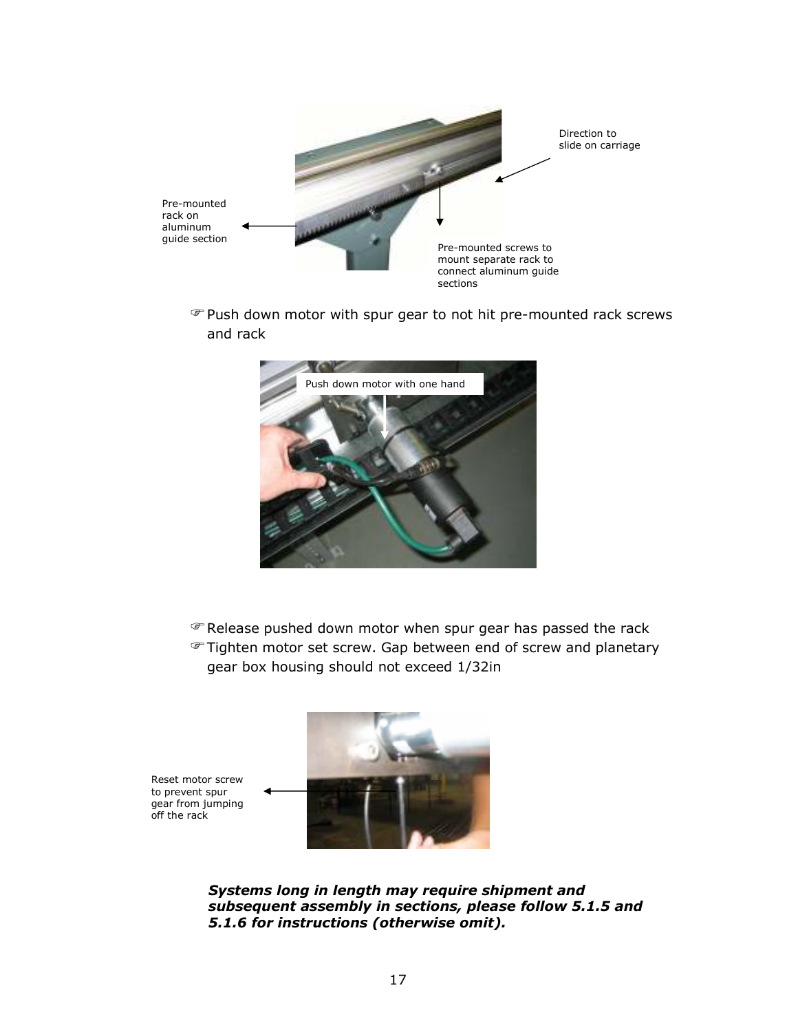Direction to slide on carriage

Pre-mounted rack on aluminum guide section

Pre-mounted screws to mount separate rack to connect aluminum guide sections

☞Push down motor with spur gear to not hit pre-mounted rack screws and rack

Push down motor with one hand

☞Release pushed down motor when spur gear has passed the rack
☞Tighten motor set screw. Gap between end of screw and planetary gear box housing should not exceed 1/32in

Reset motor screw to prevent spur gear from jumping off the rack

***Systems long in length may require shipment and subsequent assembly in sections, please follow 5.1.5 and 5.1.6 for instructions (otherwise omit).***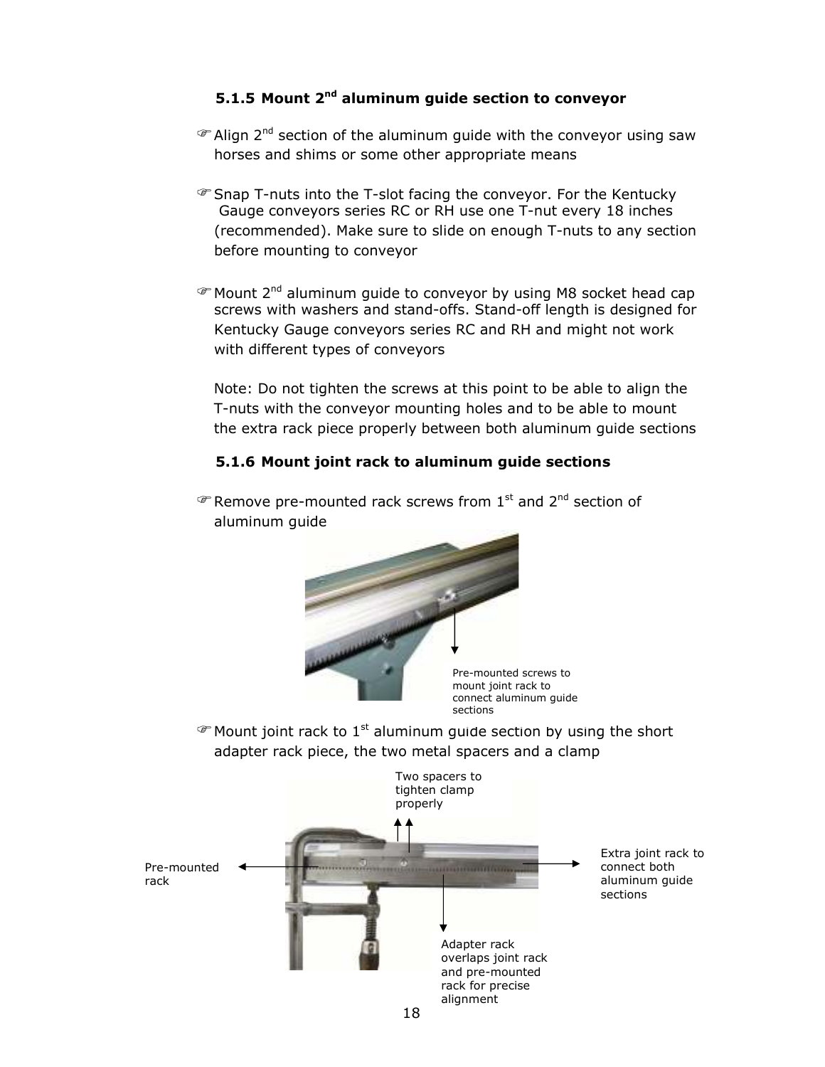### 5.1.5 Mount 2nd aluminum guide section to conveyor

☞ Align 2nd section of the aluminum guide with the conveyor using saw horses and shims or some other appropriate means

☞ Snap T-nuts into the T-slot facing the conveyor. For the Kentucky Gauge conveyors series RC or RH use one T-nut every 18 inches (recommended). Make sure to slide on enough T-nuts to any section before mounting to conveyor

☞ Mount 2nd aluminum guide to conveyor by using M8 socket head cap screws with washers and stand-offs. Stand-off length is designed for Kentucky Gauge conveyors series RC and RH and might not work with different types of conveyors

Note: Do not tighten the screws at this point to be able to align the T-nuts with the conveyor mounting holes and to be able to mount the extra rack piece properly between both aluminum guide sections

### 5.1.6 Mount joint rack to aluminum guide sections

☞ Remove pre-mounted rack screws from 1st and 2nd section of aluminum guide

Pre-mounted screws to mount joint rack to connect aluminum guide sections

☞ Mount joint rack to 1st aluminum guide section by using the short adapter rack piece, the two metal spacers and a clamp

Two spacers to tighten clamp properly

Pre-mounted rack

Extra joint rack to connect both aluminum guide sections

Adapter rack overlaps joint rack and pre-mounted rack for precise alignment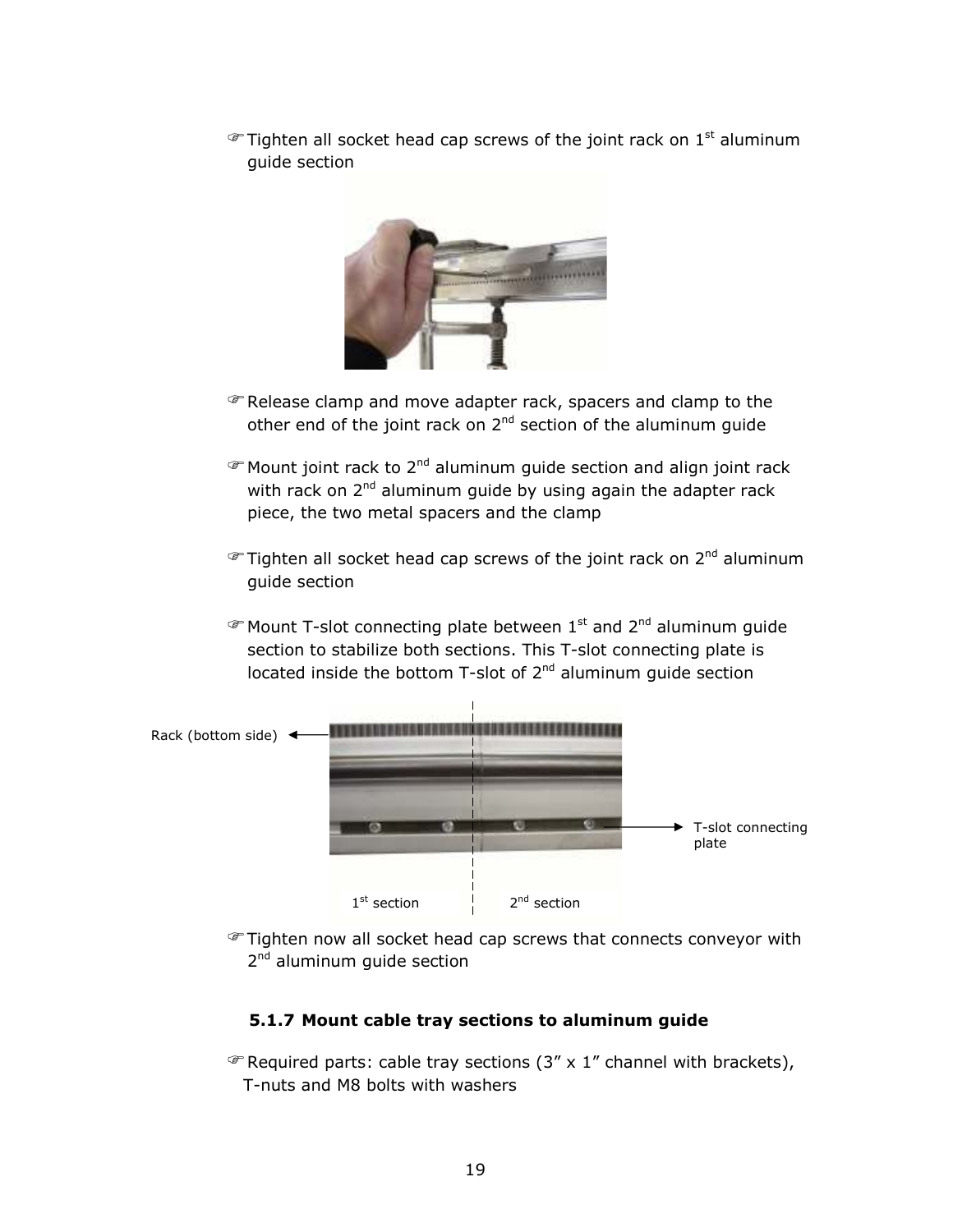☞ Tighten all socket head cap screws of the joint rack on 1st aluminum guide section

☞ Release clamp and move adapter rack, spacers and clamp to the other end of the joint rack on 2nd section of the aluminum guide

☞ Mount joint rack to 2nd aluminum guide section and align joint rack with rack on 2nd aluminum guide by using again the adapter rack piece, the two metal spacers and the clamp

☞ Tighten all socket head cap screws of the joint rack on 2nd aluminum guide section

☞ Mount T-slot connecting plate between 1st and 2nd aluminum guide section to stabilize both sections. This T-slot connecting plate is located inside the bottom T-slot of 2nd aluminum guide section

Rack (bottom side)

T-slot connecting plate

1st section

2nd section

☞ Tighten now all socket head cap screws that connects conveyor with 2nd aluminum guide section

### 5.1.7 Mount cable tray sections to aluminum guide

☞ Required parts: cable tray sections (3” x 1” channel with brackets), T-nuts and M8 bolts with washers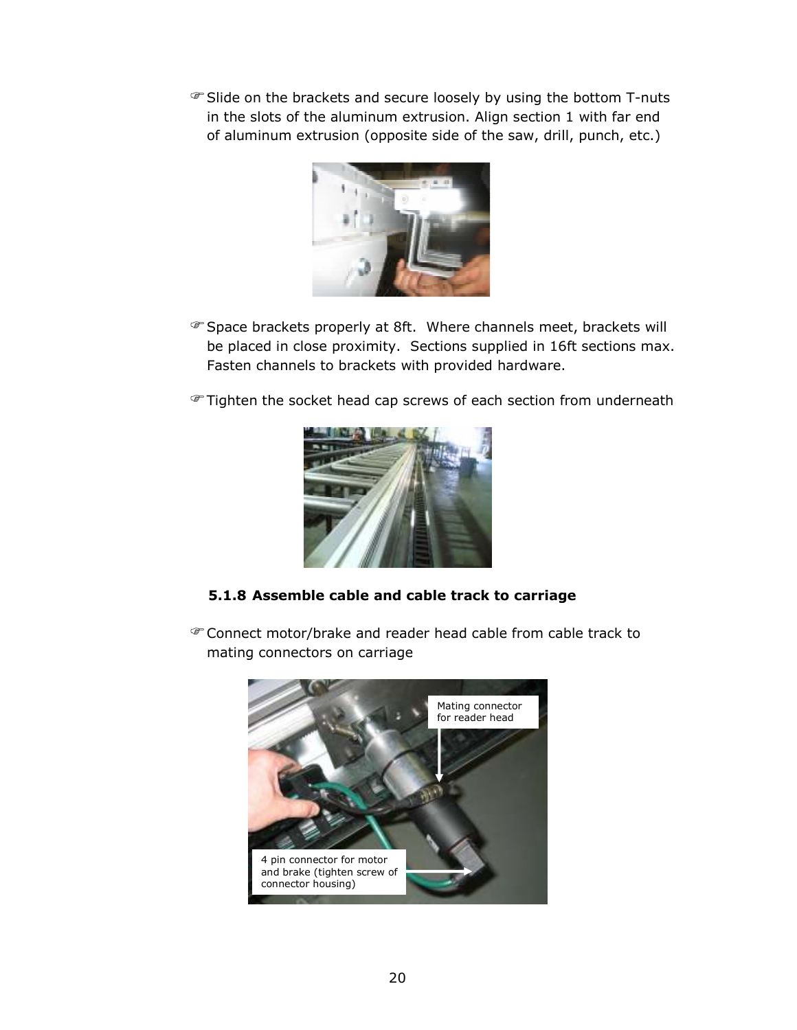☞ Slide on the brackets and secure loosely by using the bottom T-nuts in the slots of the aluminum extrusion. Align section 1 with far end of aluminum extrusion (opposite side of the saw, drill, punch, etc.)

☞ Space brackets properly at 8ft. Where channels meet, brackets will be placed in close proximity. Sections supplied in 16ft sections max. Fasten channels to brackets with provided hardware.

☞ Tighten the socket head cap screws of each section from underneath

### 5.1.8 Assemble cable and cable track to carriage

☞ Connect motor/brake and reader head cable from cable track to mating connectors on carriage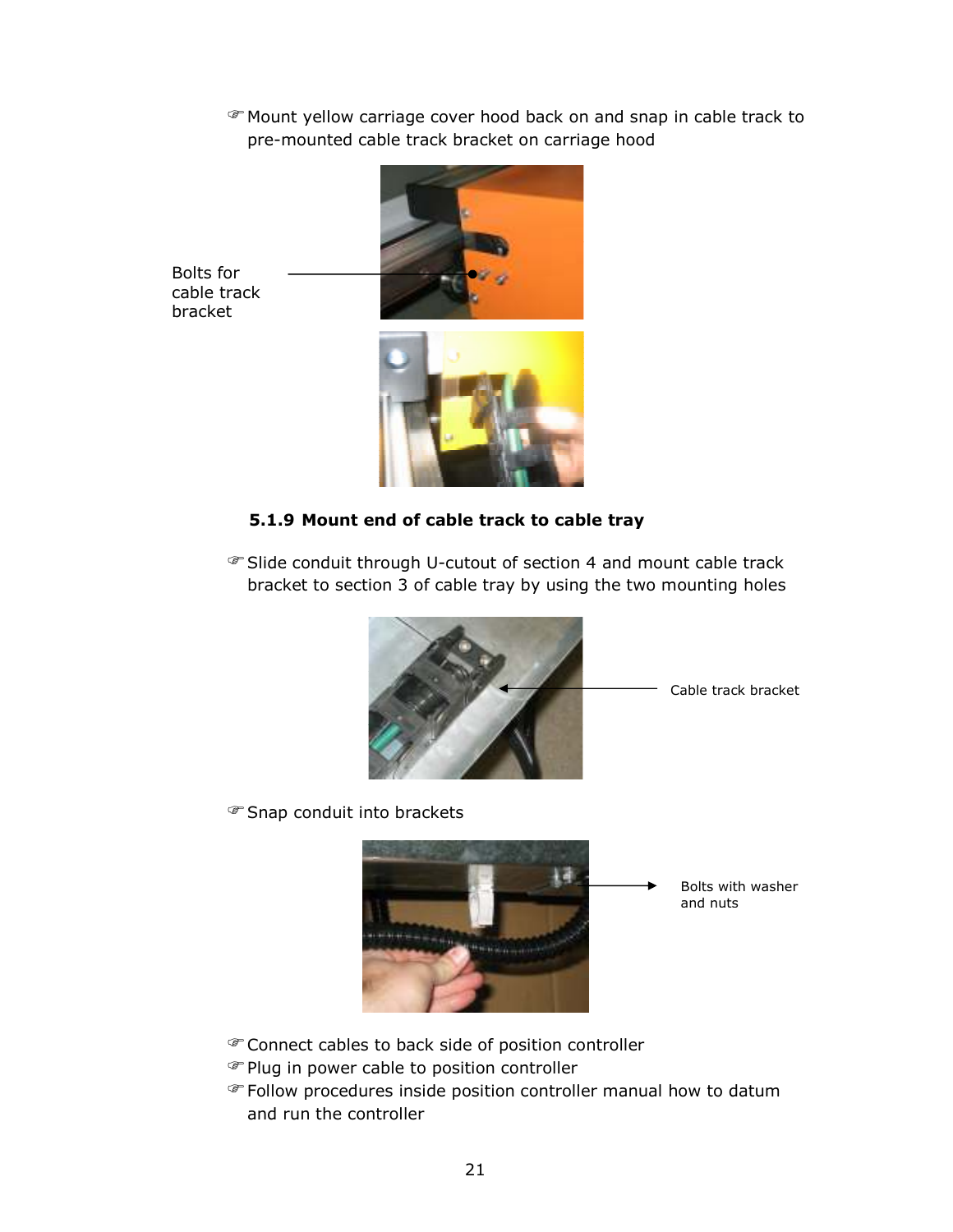☞ Mount yellow carriage cover hood back on and snap in cable track to pre-mounted cable track bracket on carriage hood

Bolts for cable track bracket

### 5.1.9 Mount end of cable track to cable tray

☞ Slide conduit through U-cutout of section 4 and mount cable track bracket to section 3 of cable tray by using the two mounting holes

Cable track bracket

☞ Snap conduit into brackets

Bolts with washer and nuts

☞ Connect cables to back side of position controller
☞ Plug in power cable to position controller
☞ Follow procedures inside position controller manual how to datum and run the controller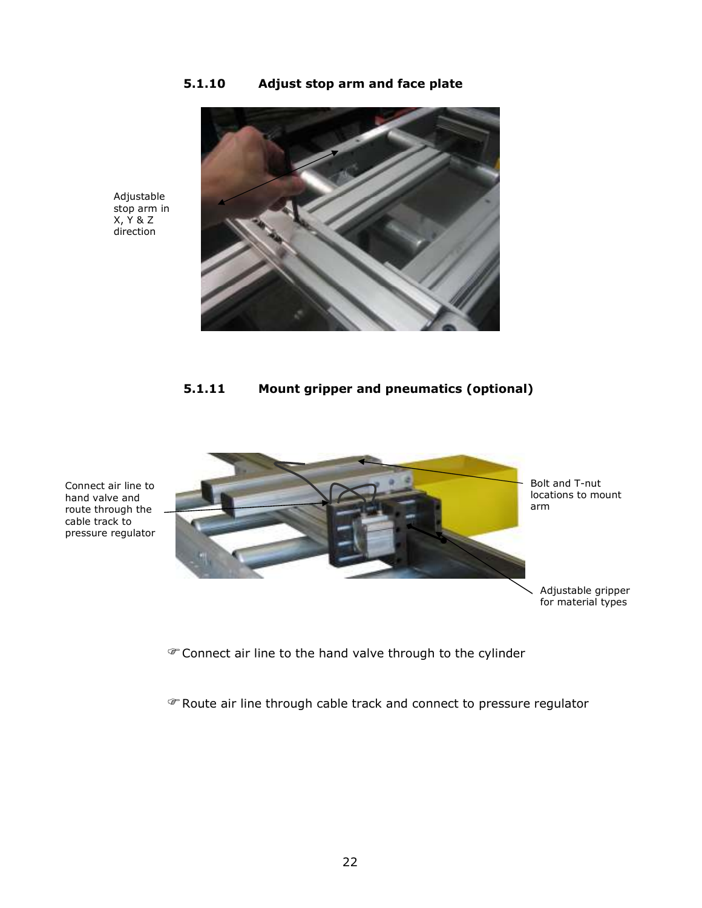### 5.1.10 Adjust stop arm and face plate

Adjustable stop arm in X, Y & Z direction

### 5.1.11 Mount gripper and pneumatics (optional)

Connect air line to hand valve and route through the cable track to pressure regulator

Bolt and T-nut locations to mount arm

Adjustable gripper for material types

☞ Connect air line to the hand valve through to the cylinder

☞ Route air line through cable track and connect to pressure regulator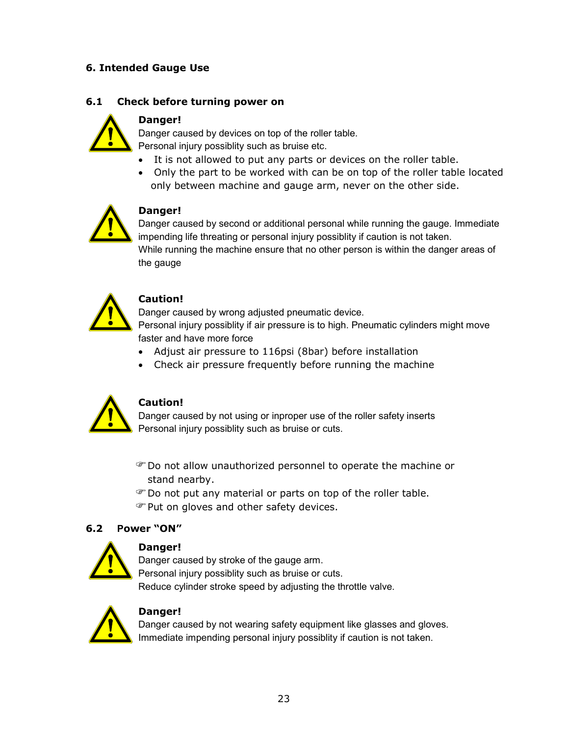## 6. Intended Gauge Use

### 6.1 Check before turning power on

**Danger!**

Danger caused by devices on top of the roller table.
Personal injury possiblity such as bruise etc.

- It is not allowed to put any parts or devices on the roller table.
- Only the part to be worked with can be on top of the roller table located only between machine and gauge arm, never on the other side.

**Danger!**

Danger caused by second or additional personal while running the gauge. Immediate impending life threating or personal injury possiblity if caution is not taken.
While running the machine ensure that no other person is within the danger areas of the gauge

**Caution!**

Danger caused by wrong adjusted pneumatic device.
Personal injury possiblity if air pressure is to high. Pneumatic cylinders might move faster and have more force

- Adjust air pressure to 116psi (8bar) before installation
- Check air pressure frequently before running the machine

**Caution!**

Danger caused by not using or inproper use of the roller safety inserts
Personal injury possiblity such as bruise or cuts.

☞Do not allow unauthorized personnel to operate the machine or stand nearby.
☞Do not put any material or parts on top of the roller table.
☞Put on gloves and other safety devices.

### 6.2 Power "ON"

**Danger!**

Danger caused by stroke of the gauge arm.
Personal injury possiblity such as bruise or cuts.
Reduce cylinder stroke speed by adjusting the throttle valve.

**Danger!**

Danger caused by not wearing safety equipment like glasses and gloves.
Immediate impending personal injury possiblity if caution is not taken.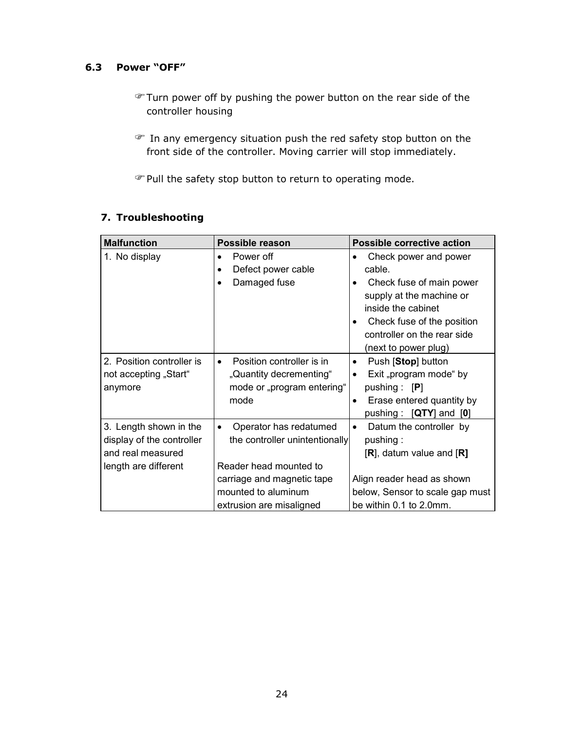### 6.3 Power "OFF"

☞Turn power off by pushing the power button on the rear side of the controller housing

☞ In any emergency situation push the red safety stop button on the front side of the controller. Moving carrier will stop immediately.

☞Pull the safety stop button to return to operating mode.

## 7. Troubleshooting

| Malfunction | Possible reason | Possible corrective action |
|---|---|---|
| 1. No display | • Power off<br>• Defect power cable<br>• Damaged fuse | • Check power and power cable.<br>• Check fuse of main power supply at the machine or inside the cabinet<br>• Check fuse of the position controller on the rear side (next to power plug) |
| 2. Position controller is not accepting „Start" anymore | • Position controller is in „Quantity decrementing" mode or „program entering" mode | • Push [**Stop**] button<br>• Exit „program mode" by pushing : [**P**]<br>• Erase entered quantity by pushing : [**QTY**] and [**0**] |
| 3. Length shown in the display of the controller and real measured length are different | • Operator has redatumed the controller unintentionally<br><br>Reader head mounted to carriage and magnetic tape mounted to aluminum extrusion are misaligned | • Datum the controller by pushing :<br>[**R**], datum value and [**R]**<br><br>Align reader head as shown below, Sensor to scale gap must be within 0.1 to 2.0mm. |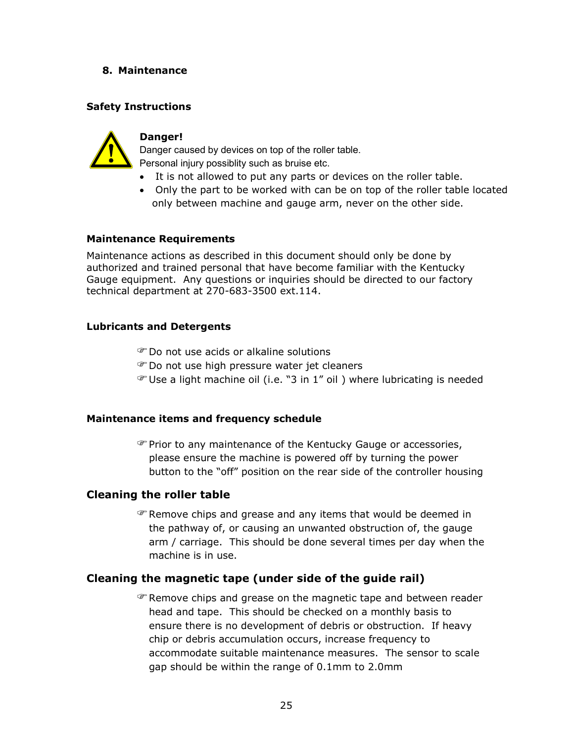## 8. Maintenance

### Safety Instructions

**Danger!**
Danger caused by devices on top of the roller table.
Personal injury possiblity such as bruise etc.

- It is not allowed to put any parts or devices on the roller table.
- Only the part to be worked with can be on top of the roller table located only between machine and gauge arm, never on the other side.

### Maintenance Requirements

Maintenance actions as described in this document should only be done by authorized and trained personal that have become familiar with the Kentucky Gauge equipment. Any questions or inquiries should be directed to our factory technical department at 270-683-3500 ext.114.

### Lubricants and Detergents

☞ Do not use acids or alkaline solutions
☞ Do not use high pressure water jet cleaners
☞ Use a light machine oil (i.e. "3 in 1" oil ) where lubricating is needed

### Maintenance items and frequency schedule

☞ Prior to any maintenance of the Kentucky Gauge or accessories, please ensure the machine is powered off by turning the power button to the "off" position on the rear side of the controller housing

### Cleaning the roller table

☞ Remove chips and grease and any items that would be deemed in the pathway of, or causing an unwanted obstruction of, the gauge arm / carriage. This should be done several times per day when the machine is in use.

### Cleaning the magnetic tape (under side of the guide rail)

☞ Remove chips and grease on the magnetic tape and between reader head and tape. This should be checked on a monthly basis to ensure there is no development of debris or obstruction. If heavy chip or debris accumulation occurs, increase frequency to accommodate suitable maintenance measures. The sensor to scale gap should be within the range of 0.1mm to 2.0mm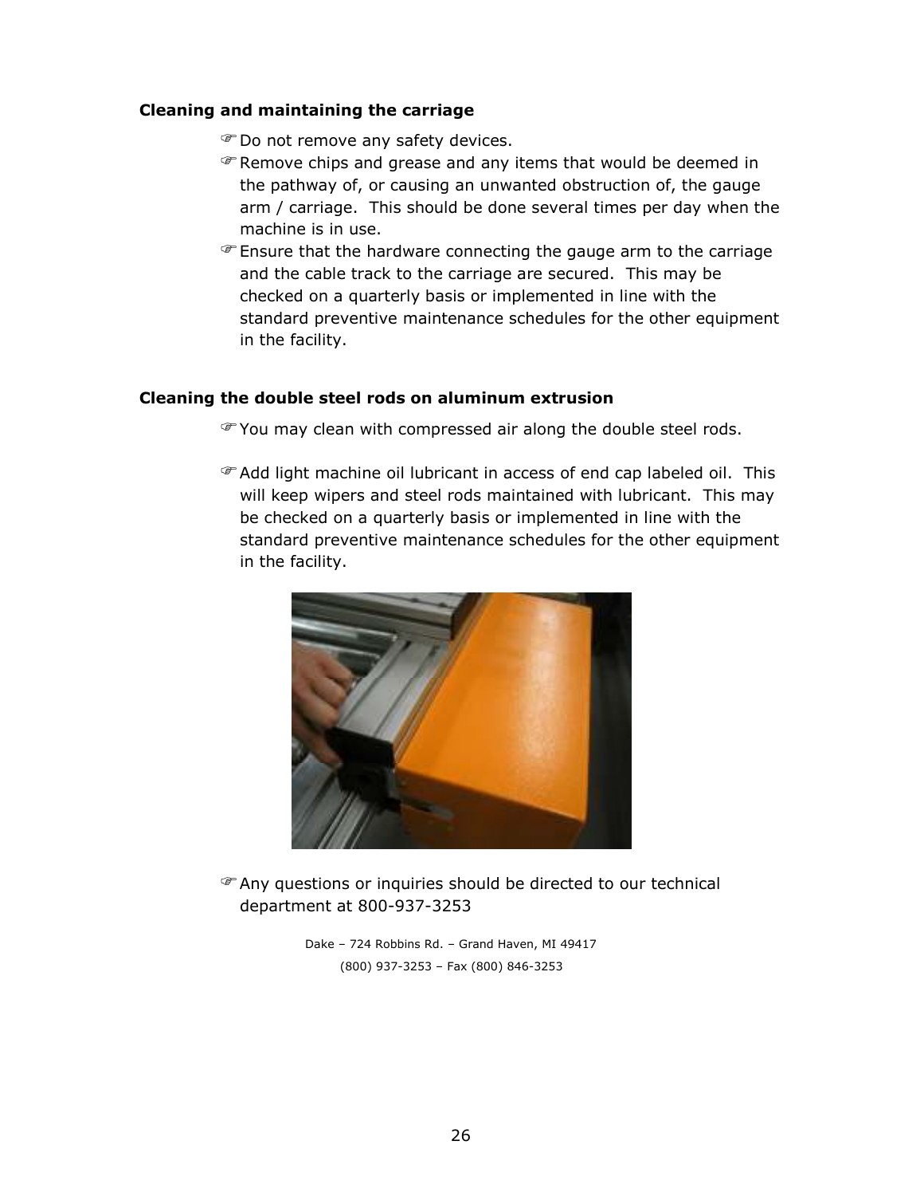### Cleaning and maintaining the carriage

- ☞Do not remove any safety devices.
- ☞Remove chips and grease and any items that would be deemed in the pathway of, or causing an unwanted obstruction of, the gauge arm / carriage. This should be done several times per day when the machine is in use.
- ☞Ensure that the hardware connecting the gauge arm to the carriage and the cable track to the carriage are secured. This may be checked on a quarterly basis or implemented in line with the standard preventive maintenance schedules for the other equipment in the facility.

### Cleaning the double steel rods on aluminum extrusion

- ☞You may clean with compressed air along the double steel rods.
- ☞Add light machine oil lubricant in access of end cap labeled oil. This will keep wipers and steel rods maintained with lubricant. This may be checked on a quarterly basis or implemented in line with the standard preventive maintenance schedules for the other equipment in the facility.

- ☞Any questions or inquiries should be directed to our technical department at 800-937-3253

Dake – 724 Robbins Rd. – Grand Haven, MI 49417
(800) 937-3253 – Fax (800) 846-3253